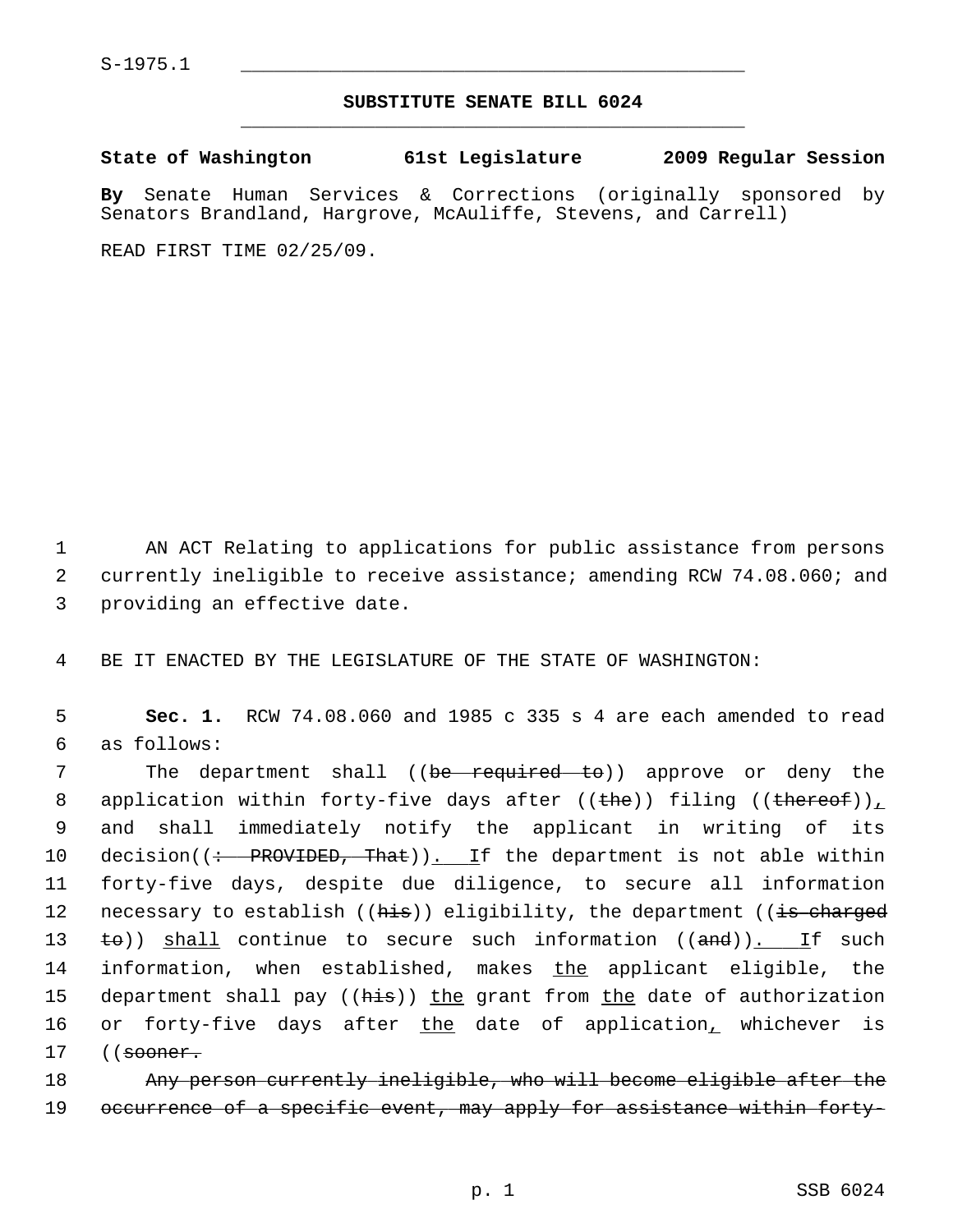S-1975.1

## SUBSTITUTE SENATE BILL 6024

**State of Washington 61st Legislature 2009 Regular Session**

**By** Senate Human Services & Corrections (originally sponsored by Senators Brandland, Hargrove, McAuliffe, Stevens, and Carrell)

READ FIRST TIME 02/25/09.

AN ACT Relating to applications for public assistance from persons currently ineligible to receive assistance; amending RCW 74.08.060; and providing an effective date.

BE IT ENACTED BY THE LEGISLATURE OF THE STATE OF WASHINGTON:

**Sec. 1.** RCW 74.08.060 and 1985 c 335 s 4 are each amended to read as follows:

The department shall ((~~be required to~~)) approve or deny the application within forty-five days after ((~~the~~)) filing ((~~thereof~~)), and shall immediately notify the applicant in writing of its decision((~~: PROVIDED, That~~)). If the department is not able within forty-five days, despite due diligence, to secure all information necessary to establish ((~~his~~)) eligibility, the department ((~~is charged to~~)) shall continue to secure such information ((~~and~~)). If such information, when established, makes the applicant eligible, the department shall pay ((~~his~~)) the grant from the date of authorization or forty-five days after the date of application, whichever is ((~~sooner.~~

~~Any person currently ineligible, who will become eligible after the occurrence of a specific event, may apply for assistance within forty-~~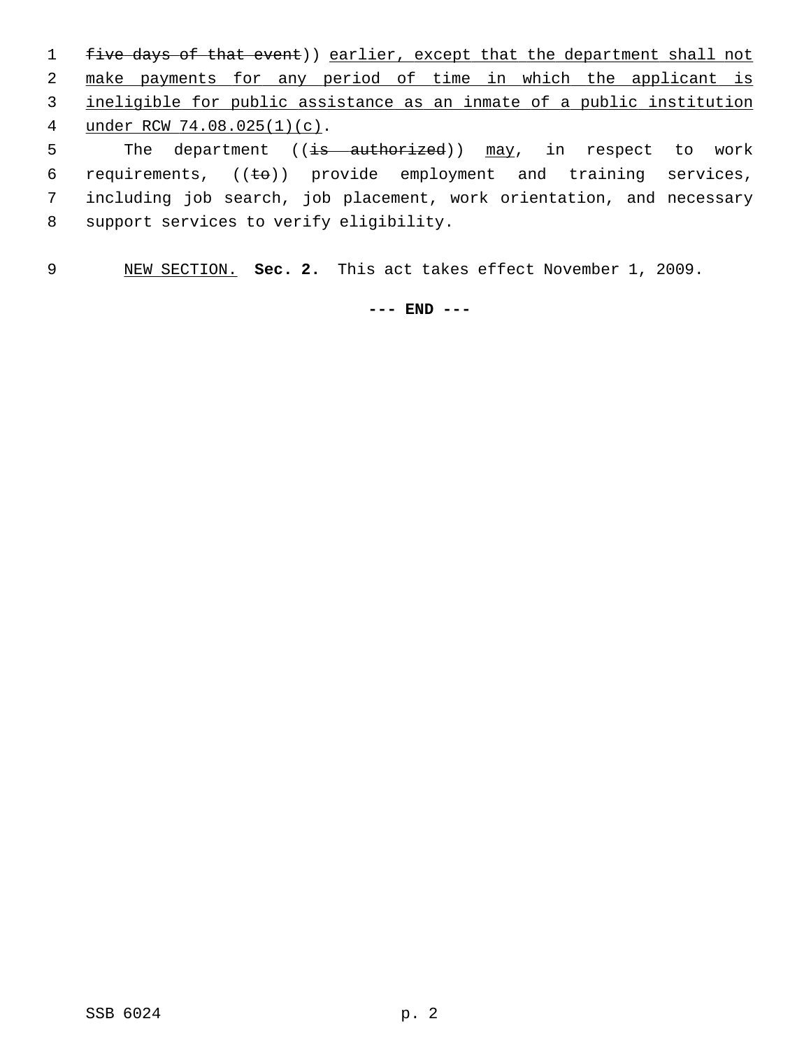~~five days of that event~~)) <u>earlier, except that the department shall not make payments for any period of time in which the applicant is ineligible for public assistance as an inmate of a public institution under RCW 74.08.025(1)(c)</u>.

The department ((~~is authorized~~)) <u>may</u>, in respect to work requirements, ((~~to~~)) provide employment and training services, including job search, job placement, work orientation, and necessary support services to verify eligibility.

<u>NEW SECTION.</u> **Sec. 2.** This act takes effect November 1, 2009.

**--- END ---**